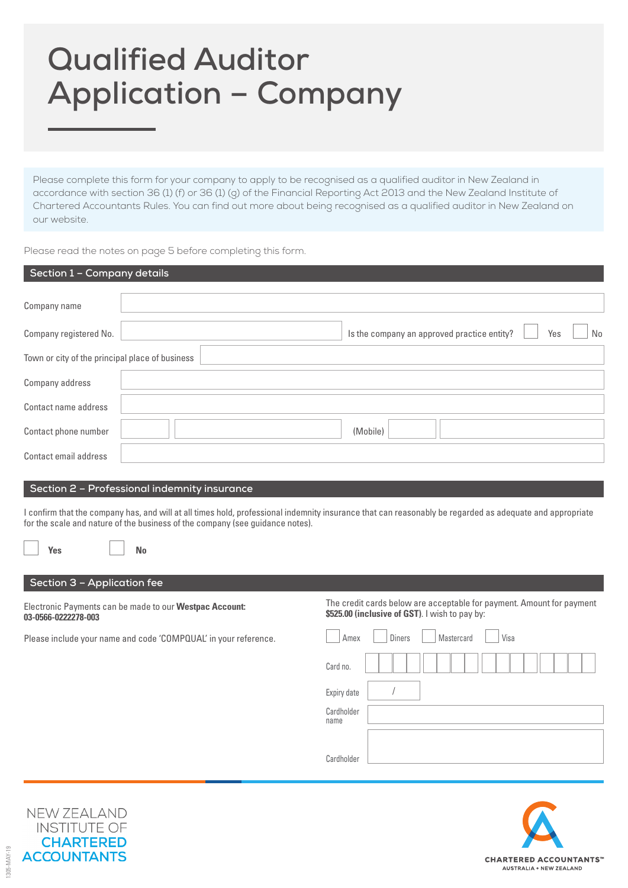# Qualified Auditor Application – Company

Please complete this form for your company to apply to be recognised as a qualified auditor in New Zealand in accordance with section 36 (1) (f) or 36 (1) (g) of the Financial Reporting Act 2013 and the New Zealand Institute of Chartered Accountants Rules. You can find out more about being recognised as a qualified auditor in New Zealand on our website.

Please read the notes on page 5 before completing this form.

## Section 1 – Company details

Company name

Company registered No. Is the company an approved practice entity? ☐ Yes ☐ No

Town or city of the principal place of business

Company address

Contact name address

Contact phone number (Mobile)

Contact email address

## Section 2 – Professional indemnity insurance

I confirm that the company has, and will at all times hold, professional indemnity insurance that can reasonably be regarded as adequate and appropriate for the scale and nature of the business of the company (see guidance notes).

☐ **Yes** ☐ **No**

## Section 3 – Application fee

Electronic Payments can be made to our **Westpac Account: 03-0566-0222278-003**

Please include your name and code 'COMPQUAL' in your reference.

The credit cards below are acceptable for payment. Amount for payment **$525.00 (inclusive of GST)**. I wish to pay by:

☐ Amex ☐ Diners ☐ Mastercard ☐ Visa

Card no.

Expiry date /

Cardholder name

Cardholder

NEW ZEALAND INSTITUTE OF CHARTERED ACCOUNTANTS

CHARTERED ACCOUNTANTS™ AUSTRALIA + NEW ZEALAND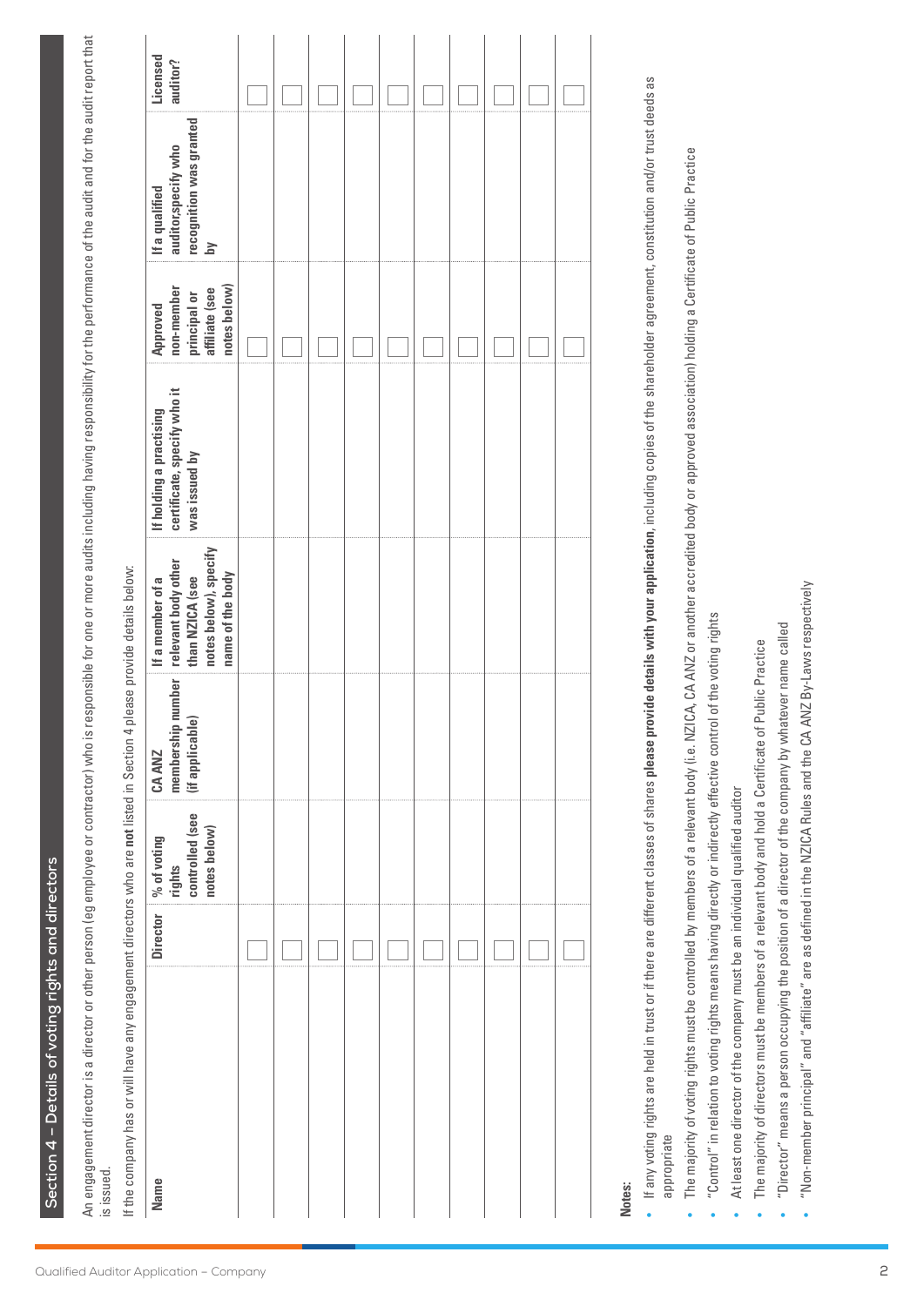## Section 4 – Details of voting rights and directors

An engagement director is a director or other person (eg employee or contractor) who is responsible for one or more audits including having responsibility for the performance of the audit and for the audit report that is issued.

If the company has or will have any engagement directors who are **not** listed in Section 4 please provide details below:

| Name | Director | % of voting rights controlled (see notes below) | CA ANZ membership number (if applicable) | If a member of a relevant body other than NZICA (see notes below), specify name of the body | If holding a practising certificate, specify who it was issued by | Approved non-member principal or affiliate (see notes below) | If a qualified auditor,specify who recognition was granted by | Licensed auditor? |
|---|---|---|---|---|---|---|---|---|
| | ☐ | | | | | ☐ | | ☐ |
| | ☐ | | | | | ☐ | | ☐ |
| | ☐ | | | | | ☐ | | ☐ |
| | ☐ | | | | | ☐ | | ☐ |
| | ☐ | | | | | ☐ | | ☐ |
| | ☐ | | | | | ☐ | | ☐ |
| | ☐ | | | | | ☐ | | ☐ |
| | ☐ | | | | | ☐ | | ☐ |
| | ☐ | | | | | ☐ | | ☐ |
| | ☐ | | | | | ☐ | | ☐ |

**Notes:**

- If any voting rights are held in trust or if there are different classes of shares **please provide details with your application**, including copies of the shareholder agreement, constitution and/or trust deeds as appropriate
- The majority of voting rights must be controlled by members of a relevant body (i.e. NZICA, CA ANZ or another accredited body or approved association) holding a Certificate of Public Practice
- "Control" in relation to voting rights means having directly or indirectly effective control of the voting rights
- At least one director of the company must be an individual qualified auditor
- The majority of directors must be members of a relevant body and hold a Certificate of Public Practice
- "Director" means a person occupying the position of a director of the company by whatever name called
- "Non-member principal" and "affiliate" are as defined in the NZICA Rules and the CA ANZ By-Laws respectively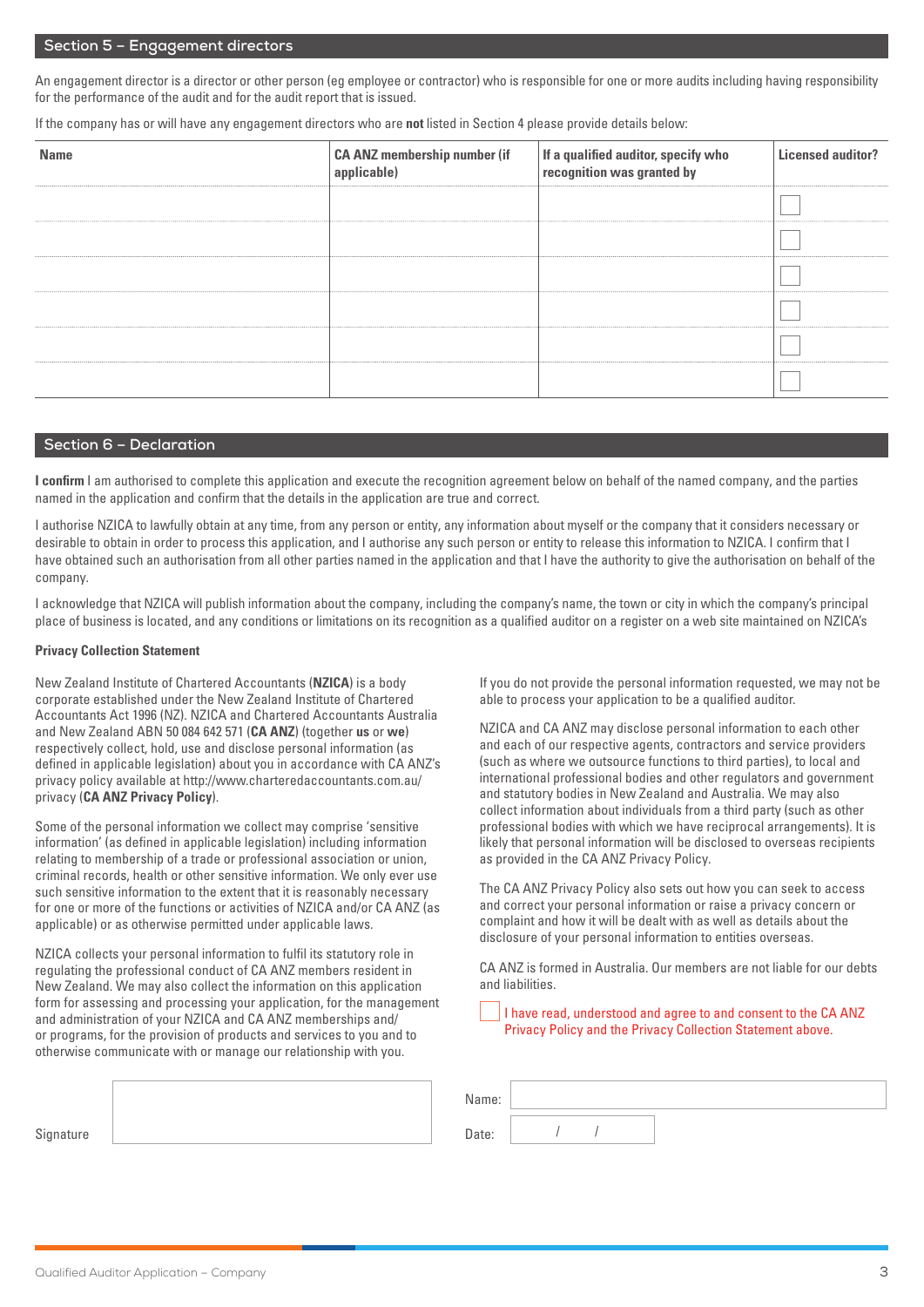## Section 5 – Engagement directors

An engagement director is a director or other person (eg employee or contractor) who is responsible for one or more audits including having responsibility for the performance of the audit and for the audit report that is issued.

If the company has or will have any engagement directors who are **not** listed in Section 4 please provide details below:

| Name | CA ANZ membership number (if applicable) | If a qualified auditor, specify who recognition was granted by | Licensed auditor? |
|---|---|---|---|
| | | | ☐ |
| | | | ☐ |
| | | | ☐ |
| | | | ☐ |
| | | | ☐ |
| | | | ☐ |

## Section 6 – Declaration

**I confirm** I am authorised to complete this application and execute the recognition agreement below on behalf of the named company, and the parties named in the application and confirm that the details in the application are true and correct.

I authorise NZICA to lawfully obtain at any time, from any person or entity, any information about myself or the company that it considers necessary or desirable to obtain in order to process this application, and I authorise any such person or entity to release this information to NZICA. I confirm that I have obtained such an authorisation from all other parties named in the application and that I have the authority to give the authorisation on behalf of the company.

I acknowledge that NZICA will publish information about the company, including the company's name, the town or city in which the company's principal place of business is located, and any conditions or limitations on its recognition as a qualified auditor on a register on a web site maintained on NZICA's

**Privacy Collection Statement**

New Zealand Institute of Chartered Accountants (**NZICA**) is a body corporate established under the New Zealand Institute of Chartered Accountants Act 1996 (NZ). NZICA and Chartered Accountants Australia and New Zealand ABN 50 084 642 571 (**CA ANZ**) (together **us** or **we**) respectively collect, hold, use and disclose personal information (as defined in applicable legislation) about you in accordance with CA ANZ's privacy policy available at http://www.charteredaccountants.com.au/privacy (**CA ANZ Privacy Policy**).

Some of the personal information we collect may comprise 'sensitive information' (as defined in applicable legislation) including information relating to membership of a trade or professional association or union, criminal records, health or other sensitive information. We only ever use such sensitive information to the extent that it is reasonably necessary for one or more of the functions or activities of NZICA and/or CA ANZ (as applicable) or as otherwise permitted under applicable laws.

NZICA collects your personal information to fulfil its statutory role in regulating the professional conduct of CA ANZ members resident in New Zealand. We may also collect the information on this application form for assessing and processing your application, for the management and administration of your NZICA and CA ANZ memberships and/or programs, for the provision of products and services to you and to otherwise communicate with or manage our relationship with you.

If you do not provide the personal information requested, we may not be able to process your application to be a qualified auditor.

NZICA and CA ANZ may disclose personal information to each other and each of our respective agents, contractors and service providers (such as where we outsource functions to third parties), to local and international professional bodies and other regulators and government and statutory bodies in New Zealand and Australia. We may also collect information about individuals from a third party (such as other professional bodies with which we have reciprocal arrangements). It is likely that personal information will be disclosed to overseas recipients as provided in the CA ANZ Privacy Policy.

The CA ANZ Privacy Policy also sets out how you can seek to access and correct your personal information or raise a privacy concern or complaint and how it will be dealt with as well as details about the disclosure of your personal information to entities overseas.

CA ANZ is formed in Australia. Our members are not liable for our debts and liabilities.

☐ I have read, understood and agree to and consent to the CA ANZ Privacy Policy and the Privacy Collection Statement above.

Signature: ____________________

Name: ____________________

Date: &nbsp;&nbsp;&nbsp;/&nbsp;&nbsp;&nbsp;/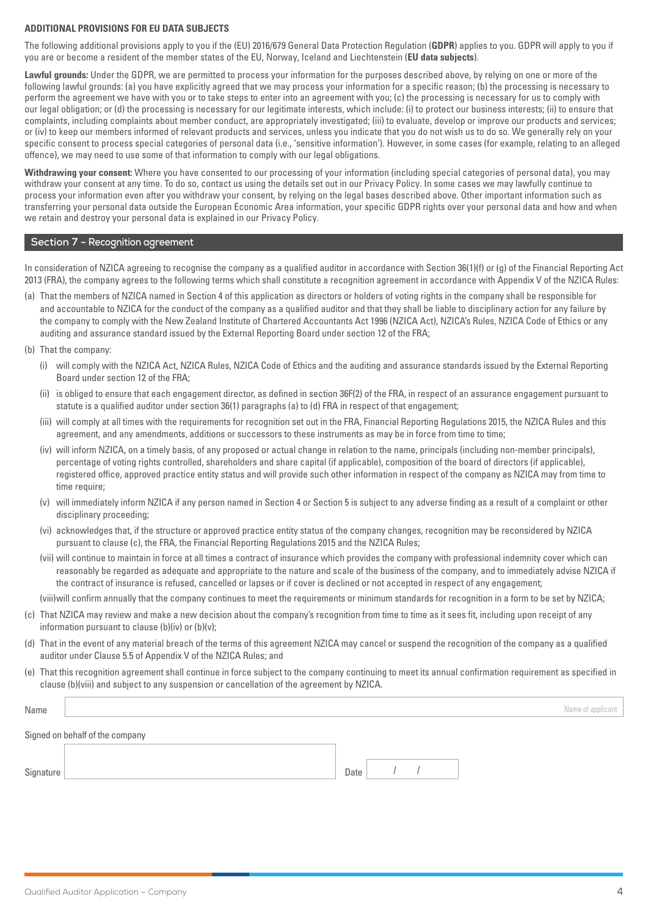**ADDITIONAL PROVISIONS FOR EU DATA SUBJECTS**

The following additional provisions apply to you if the (EU) 2016/679 General Data Protection Regulation (**GDPR**) applies to you. GDPR will apply to you if you are or become a resident of the member states of the EU, Norway, Iceland and Liechtenstein (**EU data subjects**).

**Lawful grounds:** Under the GDPR, we are permitted to process your information for the purposes described above, by relying on one or more of the following lawful grounds: (a) you have explicitly agreed that we may process your information for a specific reason; (b) the processing is necessary to perform the agreement we have with you or to take steps to enter into an agreement with you; (c) the processing is necessary for us to comply with our legal obligation; or (d) the processing is necessary for our legitimate interests, which include: (i) to protect our business interests; (ii) to ensure that complaints, including complaints about member conduct, are appropriately investigated; (iii) to evaluate, develop or improve our products and services; or (iv) to keep our members informed of relevant products and services, unless you indicate that you do not wish us to do so. We generally rely on your specific consent to process special categories of personal data (i.e., 'sensitive information'). However, in some cases (for example, relating to an alleged offence), we may need to use some of that information to comply with our legal obligations.

**Withdrawing your consent:** Where you have consented to our processing of your information (including special categories of personal data), you may withdraw your consent at any time. To do so, contact us using the details set out in our Privacy Policy. In some cases we may lawfully continue to process your information even after you withdraw your consent, by relying on the legal bases described above. Other important information such as transferring your personal data outside the European Economic Area information, your specific GDPR rights over your personal data and how and when we retain and destroy your personal data is explained in our Privacy Policy.

## Section 7 – Recognition agreement

In consideration of NZICA agreeing to recognise the company as a qualified auditor in accordance with Section 36(1)(f) or (g) of the Financial Reporting Act 2013 (FRA), the company agrees to the following terms which shall constitute a recognition agreement in accordance with Appendix V of the NZICA Rules:

(a) That the members of NZICA named in Section 4 of this application as directors or holders of voting rights in the company shall be responsible for and accountable to NZICA for the conduct of the company as a qualified auditor and that they shall be liable to disciplinary action for any failure by the company to comply with the New Zealand Institute of Chartered Accountants Act 1996 (NZICA Act), NZICA's Rules, NZICA Code of Ethics or any auditing and assurance standard issued by the External Reporting Board under section 12 of the FRA;

(b) That the company:

   (i) will comply with the NZICA Act, NZICA Rules, NZICA Code of Ethics and the auditing and assurance standards issued by the External Reporting Board under section 12 of the FRA;

   (ii) is obliged to ensure that each engagement director, as defined in section 36F(2) of the FRA, in respect of an assurance engagement pursuant to statute is a qualified auditor under section 36(1) paragraphs (a) to (d) FRA in respect of that engagement;

   (iii) will comply at all times with the requirements for recognition set out in the FRA, Financial Reporting Regulations 2015, the NZICA Rules and this agreement, and any amendments, additions or successors to these instruments as may be in force from time to time;

   (iv) will inform NZICA, on a timely basis, of any proposed or actual change in relation to the name, principals (including non-member principals), percentage of voting rights controlled, shareholders and share capital (if applicable), composition of the board of directors (if applicable), registered office, approved practice entity status and will provide such other information in respect of the company as NZICA may from time to time require;

   (v) will immediately inform NZICA if any person named in Section 4 or Section 5 is subject to any adverse finding as a result of a complaint or other disciplinary proceeding;

   (vi) acknowledges that, if the structure or approved practice entity status of the company changes, recognition may be reconsidered by NZICA pursuant to clause (c), the FRA, the Financial Reporting Regulations 2015 and the NZICA Rules;

   (vii) will continue to maintain in force at all times a contract of insurance which provides the company with professional indemnity cover which can reasonably be regarded as adequate and appropriate to the nature and scale of the business of the company, and to immediately advise NZICA if the contract of insurance is refused, cancelled or lapses or if cover is declined or not accepted in respect of any engagement;

   (viii) will confirm annually that the company continues to meet the requirements or minimum standards for recognition in a form to be set by NZICA;

(c) That NZICA may review and make a new decision about the company's recognition from time to time as it sees fit, including upon receipt of any information pursuant to clause (b)(iv) or (b)(v);

(d) That in the event of any material breach of the terms of this agreement NZICA may cancel or suspend the recognition of the company as a qualified auditor under Clause 5.5 of Appendix V of the NZICA Rules; and

(e) That this recognition agreement shall continue in force subject to the company continuing to meet its annual confirmation requirement as specified in clause (b)(viii) and subject to any suspension or cancellation of the agreement by NZICA.

Name ______________________ Name of applicant

Signed on behalf of the company

Signature ______________________ Date &nbsp;&nbsp; / &nbsp;&nbsp; /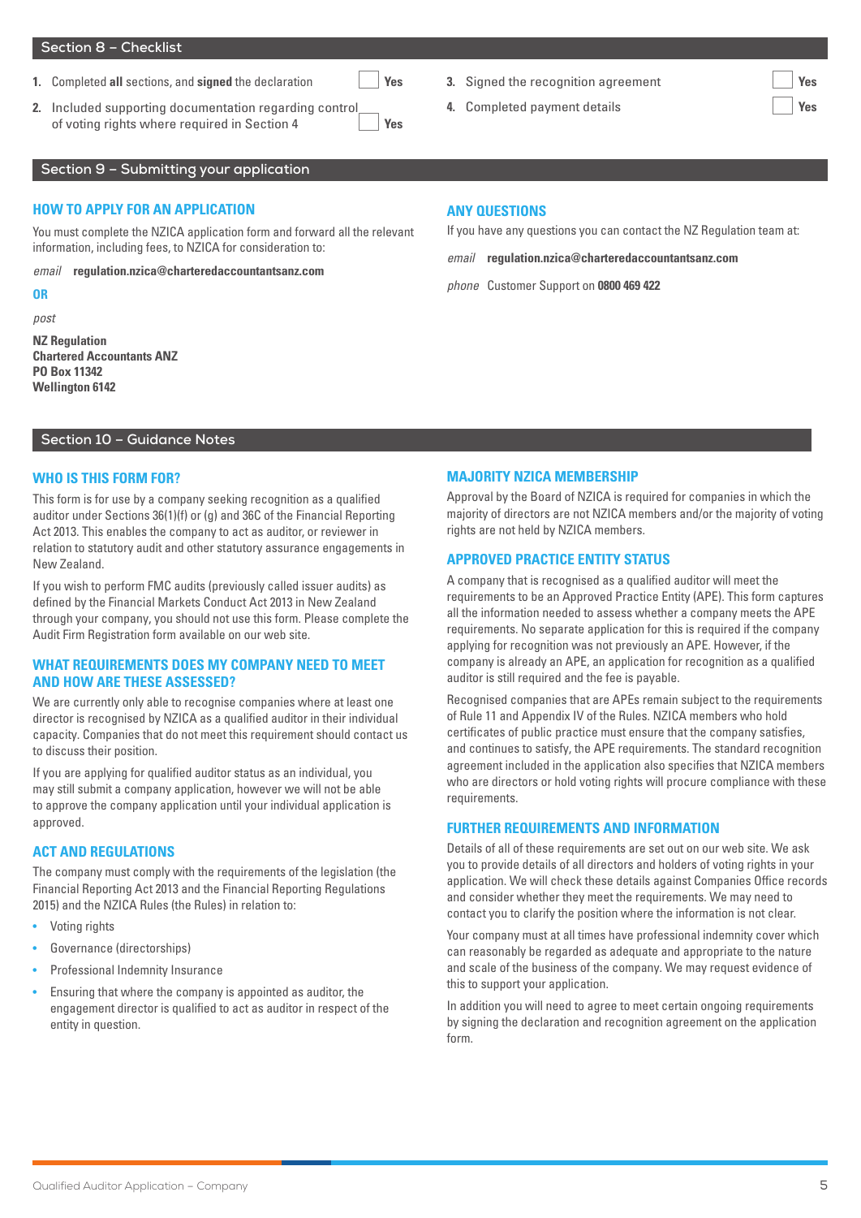## Section 8 – Checklist

1. Completed **all** sections, and **signed** the declaration ☐ Yes
2. Included supporting documentation regarding control of voting rights where required in Section 4 ☐ Yes
3. Signed the recognition agreement ☐ Yes
4. Completed payment details ☐ Yes

## Section 9 – Submitting your application

### HOW TO APPLY FOR AN APPLICATION

You must complete the NZICA application form and forward all the relevant information, including fees, to NZICA for consideration to:

*email* **regulation.nzica@charteredaccountantsanz.com**

**OR**

*post*

**NZ Regulation**
**Chartered Accountants ANZ**
**PO Box 11342**
**Wellington 6142**

### ANY QUESTIONS

If you have any questions you can contact the NZ Regulation team at:

*email* **regulation.nzica@charteredaccountantsanz.com**

*phone* Customer Support on **0800 469 422**

## Section 10 – Guidance Notes

### WHO IS THIS FORM FOR?

This form is for use by a company seeking recognition as a qualified auditor under Sections 36(1)(f) or (g) and 36C of the Financial Reporting Act 2013. This enables the company to act as auditor, or reviewer in relation to statutory audit and other statutory assurance engagements in New Zealand.

If you wish to perform FMC audits (previously called issuer audits) as defined by the Financial Markets Conduct Act 2013 in New Zealand through your company, you should not use this form. Please complete the Audit Firm Registration form available on our web site.

### WHAT REQUIREMENTS DOES MY COMPANY NEED TO MEET AND HOW ARE THESE ASSESSED?

We are currently only able to recognise companies where at least one director is recognised by NZICA as a qualified auditor in their individual capacity. Companies that do not meet this requirement should contact us to discuss their position.

If you are applying for qualified auditor status as an individual, you may still submit a company application, however we will not be able to approve the company application until your individual application is approved.

### ACT AND REGULATIONS

The company must comply with the requirements of the legislation (the Financial Reporting Act 2013 and the Financial Reporting Regulations 2015) and the NZICA Rules (the Rules) in relation to:

- Voting rights
- Governance (directorships)
- Professional Indemnity Insurance
- Ensuring that where the company is appointed as auditor, the engagement director is qualified to act as auditor in respect of the entity in question.

### MAJORITY NZICA MEMBERSHIP

Approval by the Board of NZICA is required for companies in which the majority of directors are not NZICA members and/or the majority of voting rights are not held by NZICA members.

### APPROVED PRACTICE ENTITY STATUS

A company that is recognised as a qualified auditor will meet the requirements to be an Approved Practice Entity (APE). This form captures all the information needed to assess whether a company meets the APE requirements. No separate application for this is required if the company applying for recognition was not previously an APE. However, if the company is already an APE, an application for recognition as a qualified auditor is still required and the fee is payable.

Recognised companies that are APEs remain subject to the requirements of Rule 11 and Appendix IV of the Rules. NZICA members who hold certificates of public practice must ensure that the company satisfies, and continues to satisfy, the APE requirements. The standard recognition agreement included in the application also specifies that NZICA members who are directors or hold voting rights will procure compliance with these requirements.

### FURTHER REQUIREMENTS AND INFORMATION

Details of all of these requirements are set out on our web site. We ask you to provide details of all directors and holders of voting rights in your application. We will check these details against Companies Office records and consider whether they meet the requirements. We may need to contact you to clarify the position where the information is not clear.

Your company must at all times have professional indemnity cover which can reasonably be regarded as adequate and appropriate to the nature and scale of the business of the company. We may request evidence of this to support your application.

In addition you will need to agree to meet certain ongoing requirements by signing the declaration and recognition agreement on the application form.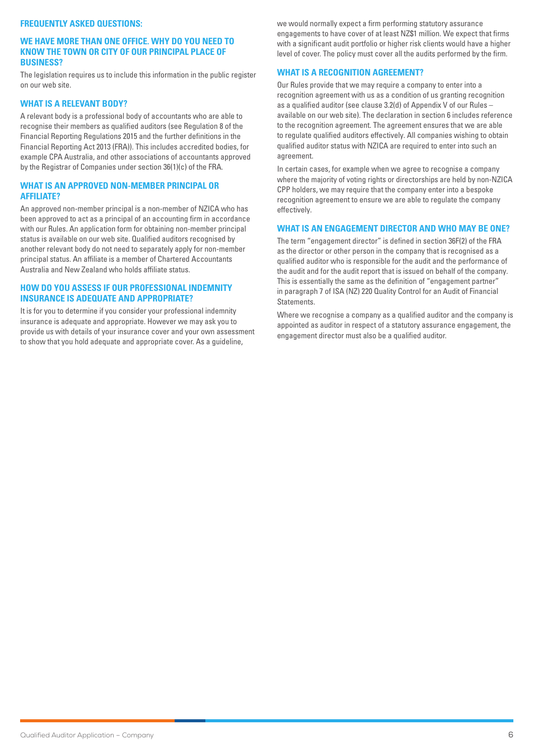## FREQUENTLY ASKED QUESTIONS:

### WE HAVE MORE THAN ONE OFFICE. WHY DO YOU NEED TO KNOW THE TOWN OR CITY OF OUR PRINCIPAL PLACE OF BUSINESS?

The legislation requires us to include this information in the public register on our web site.

### WHAT IS A RELEVANT BODY?

A relevant body is a professional body of accountants who are able to recognise their members as qualified auditors (see Regulation 8 of the Financial Reporting Regulations 2015 and the further definitions in the Financial Reporting Act 2013 (FRA)). This includes accredited bodies, for example CPA Australia, and other associations of accountants approved by the Registrar of Companies under section 36(1)(c) of the FRA.

### WHAT IS AN APPROVED NON-MEMBER PRINCIPAL OR AFFILIATE?

An approved non-member principal is a non-member of NZICA who has been approved to act as a principal of an accounting firm in accordance with our Rules. An application form for obtaining non-member principal status is available on our web site. Qualified auditors recognised by another relevant body do not need to separately apply for non-member principal status. An affiliate is a member of Chartered Accountants Australia and New Zealand who holds affiliate status.

### HOW DO YOU ASSESS IF OUR PROFESSIONAL INDEMNITY INSURANCE IS ADEQUATE AND APPROPRIATE?

It is for you to determine if you consider your professional indemnity insurance is adequate and appropriate. However we may ask you to provide us with details of your insurance cover and your own assessment to show that you hold adequate and appropriate cover. As a guideline, we would normally expect a firm performing statutory assurance engagements to have cover of at least NZ$1 million. We expect that firms with a significant audit portfolio or higher risk clients would have a higher level of cover. The policy must cover all the audits performed by the firm.

### WHAT IS A RECOGNITION AGREEMENT?

Our Rules provide that we may require a company to enter into a recognition agreement with us as a condition of us granting recognition as a qualified auditor (see clause 3.2(d) of Appendix V of our Rules – available on our web site). The declaration in section 6 includes reference to the recognition agreement. The agreement ensures that we are able to regulate qualified auditors effectively. All companies wishing to obtain qualified auditor status with NZICA are required to enter into such an agreement.

In certain cases, for example when we agree to recognise a company where the majority of voting rights or directorships are held by non-NZICA CPP holders, we may require that the company enter into a bespoke recognition agreement to ensure we are able to regulate the company effectively.

### WHAT IS AN ENGAGEMENT DIRECTOR AND WHO MAY BE ONE?

The term "engagement director" is defined in section 36F(2) of the FRA as the director or other person in the company that is recognised as a qualified auditor who is responsible for the audit and the performance of the audit and for the audit report that is issued on behalf of the company. This is essentially the same as the definition of "engagement partner" in paragraph 7 of ISA (NZ) 220 Quality Control for an Audit of Financial Statements.

Where we recognise a company as a qualified auditor and the company is appointed as auditor in respect of a statutory assurance engagement, the engagement director must also be a qualified auditor.